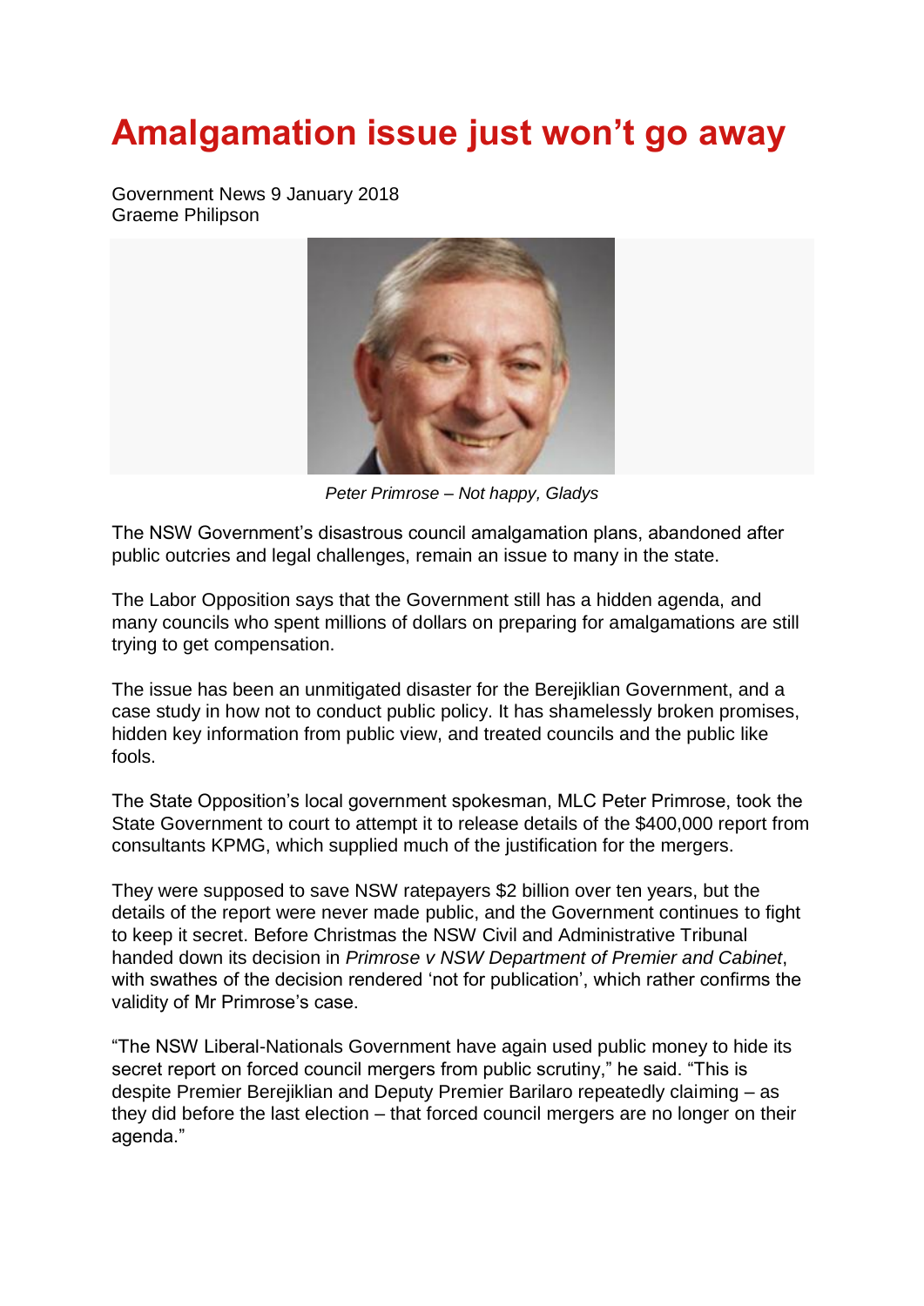# Amalgamation issue just won't go away

Government News 9 January 2018
Graeme Philipson

*Peter Primrose – Not happy, Gladys*

The NSW Government's disastrous council amalgamation plans, abandoned after public outcries and legal challenges, remain an issue to many in the state.

The Labor Opposition says that the Government still has a hidden agenda, and many councils who spent millions of dollars on preparing for amalgamations are still trying to get compensation.

The issue has been an unmitigated disaster for the Berejiklian Government, and a case study in how not to conduct public policy. It has shamelessly broken promises, hidden key information from public view, and treated councils and the public like fools.

The State Opposition's local government spokesman, MLC Peter Primrose, took the State Government to court to attempt it to release details of the $400,000 report from consultants KPMG, which supplied much of the justification for the mergers.

They were supposed to save NSW ratepayers $2 billion over ten years, but the details of the report were never made public, and the Government continues to fight to keep it secret. Before Christmas the NSW Civil and Administrative Tribunal handed down its decision in *Primrose v NSW Department of Premier and Cabinet*, with swathes of the decision rendered 'not for publication', which rather confirms the validity of Mr Primrose's case.

"The NSW Liberal-Nationals Government have again used public money to hide its secret report on forced council mergers from public scrutiny," he said. "This is despite Premier Berejiklian and Deputy Premier Barilaro repeatedly claiming – as they did before the last election – that forced council mergers are no longer on their agenda."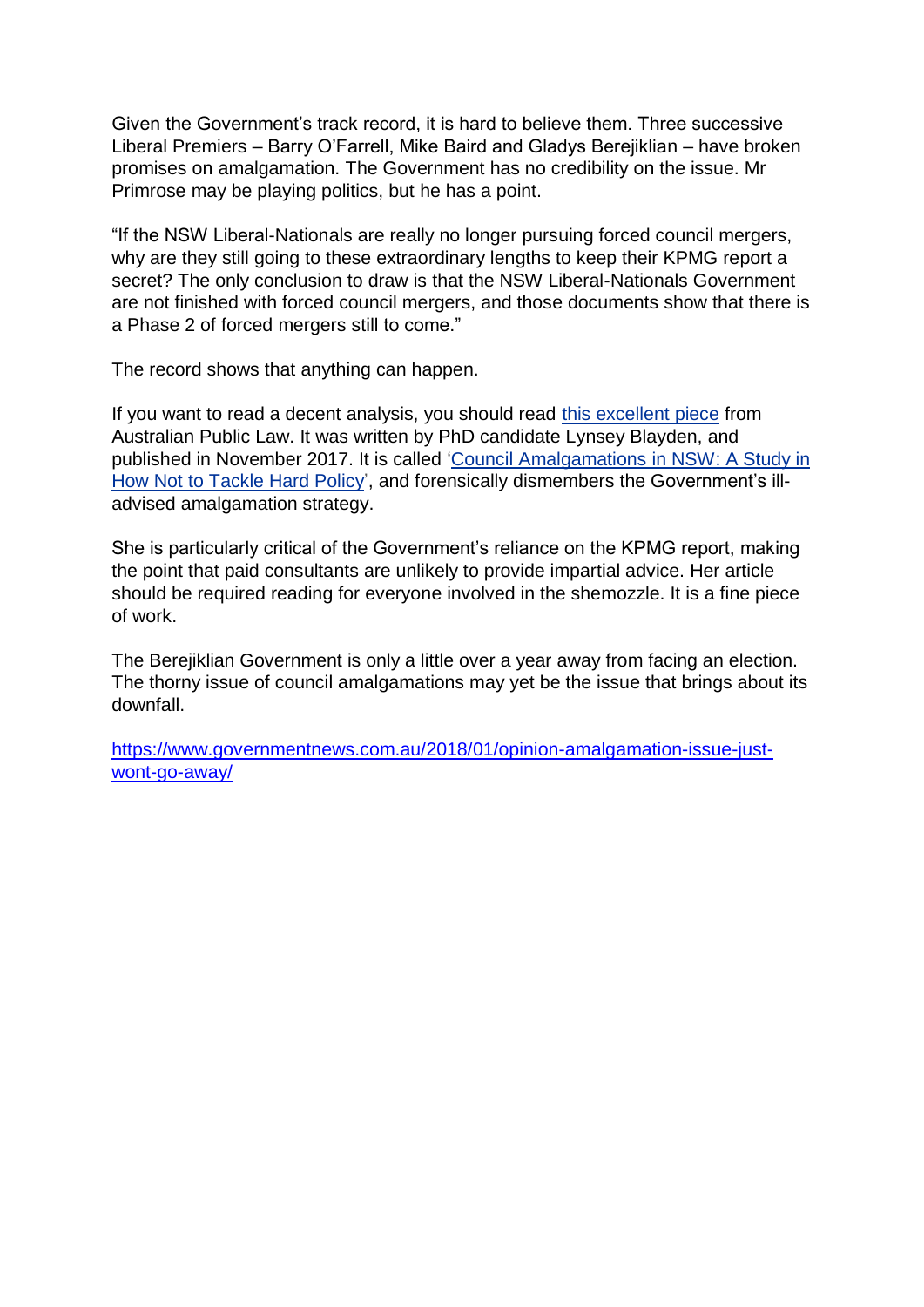Given the Government's track record, it is hard to believe them. Three successive Liberal Premiers – Barry O'Farrell, Mike Baird and Gladys Berejiklian – have broken promises on amalgamation. The Government has no credibility on the issue. Mr Primrose may be playing politics, but he has a point.

"If the NSW Liberal-Nationals are really no longer pursuing forced council mergers, why are they still going to these extraordinary lengths to keep their KPMG report a secret? The only conclusion to draw is that the NSW Liberal-Nationals Government are not finished with forced council mergers, and those documents show that there is a Phase 2 of forced mergers still to come."

The record shows that anything can happen.

If you want to read a decent analysis, you should read [this excellent piece] from Australian Public Law. It was written by PhD candidate Lynsey Blayden, and published in November 2017. It is called ['Council Amalgamations in NSW: A Study in How Not to Tackle Hard Policy'], and forensically dismembers the Government's ill-advised amalgamation strategy.

She is particularly critical of the Government's reliance on the KPMG report, making the point that paid consultants are unlikely to provide impartial advice. Her article should be required reading for everyone involved in the shemozzle. It is a fine piece of work.

The Berejiklian Government is only a little over a year away from facing an election. The thorny issue of council amalgamations may yet be the issue that brings about its downfall.

https://www.governmentnews.com.au/2018/01/opinion-amalgamation-issue-just-wont-go-away/